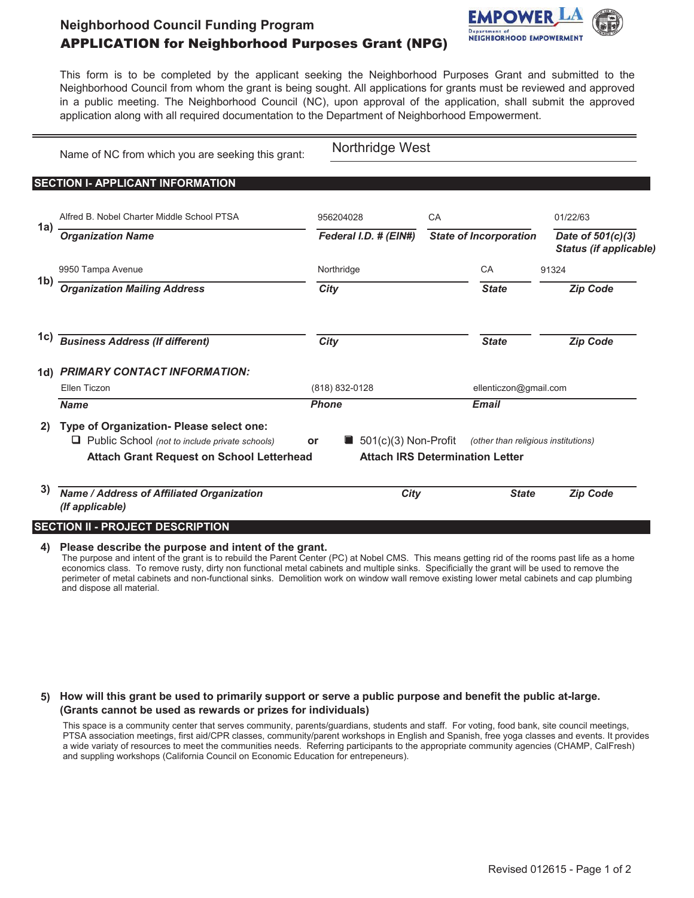## Neighborhood Council Funding Program
# APPLICATION for Neighborhood Purposes Grant (NPG)

EMPOWER LA
Department of NEIGHBORHOOD EMPOWERMENT

This form is to be completed by the applicant seeking the Neighborhood Purposes Grant and submitted to the Neighborhood Council from whom the grant is being sought. All applications for grants must be reviewed and approved in a public meeting. The Neighborhood Council (NC), upon approval of the application, shall submit the approved application along with all required documentation to the Department of Neighborhood Empowerment.

Name of NC from which you are seeking this grant: Northridge West

## SECTION I- APPLICANT INFORMATION

**1a)**

| Organization Name | Federal I.D. # (EIN#) | State of Incorporation | Date of 501(c)(3) Status (if applicable) |
|---|---|---|---|
| Alfred B. Nobel Charter Middle School PTSA | 956204028 | CA | 01/22/63 |

**1b)**

| Organization Mailing Address | City | State | Zip Code |
|---|---|---|---|
| 9950 Tampa Avenue | Northridge | CA | 91324 |

**1c)**

| Business Address (If different) | City | State | Zip Code |
|---|---|---|---|
| | | | |

**1d) PRIMARY CONTACT INFORMATION:**

| Name | Phone | Email |
|---|---|---|
| Ellen Ticzon | (818) 832-0128 | ellenticzon@gmail.com |

**2) Type of Organization- Please select one:**

☐ Public School *(not to include private schools)* — **Attach Grant Request on School Letterhead**

or

■ 501(c)(3) Non-Profit *(other than religious institutions)* — **Attach IRS Determination Letter**

**3)**

| Name / Address of Affiliated Organization (If applicable) | City | State | Zip Code |
|---|---|---|---|
| | | | |

## SECTION II - PROJECT DESCRIPTION

**4) Please describe the purpose and intent of the grant.**

The purpose and intent of the grant is to rebuild the Parent Center (PC) at Nobel CMS. This means getting rid of the rooms past life as a home economics class. To remove rusty, dirty non functional metal cabinets and multiple sinks. Specificially the grant will be used to remove the perimeter of metal cabinets and non-functional sinks. Demolition work on window wall remove existing lower metal cabinets and cap plumbing and dispose all material.

**5) How will this grant be used to primarily support or serve a public purpose and benefit the public at-large. (Grants cannot be used as rewards or prizes for individuals)**

This space is a community center that serves community, parents/guardians, students and staff. For voting, food bank, site council meetings, PTSA association meetings, first aid/CPR classes, community/parent workshops in English and Spanish, free yoga classes and events. It provides a wide variaty of resources to meet the communities needs. Referring participants to the appropriate community agencies (CHAMP, CalFresh) and suppling workshops (California Council on Economic Education for entrepeneurs).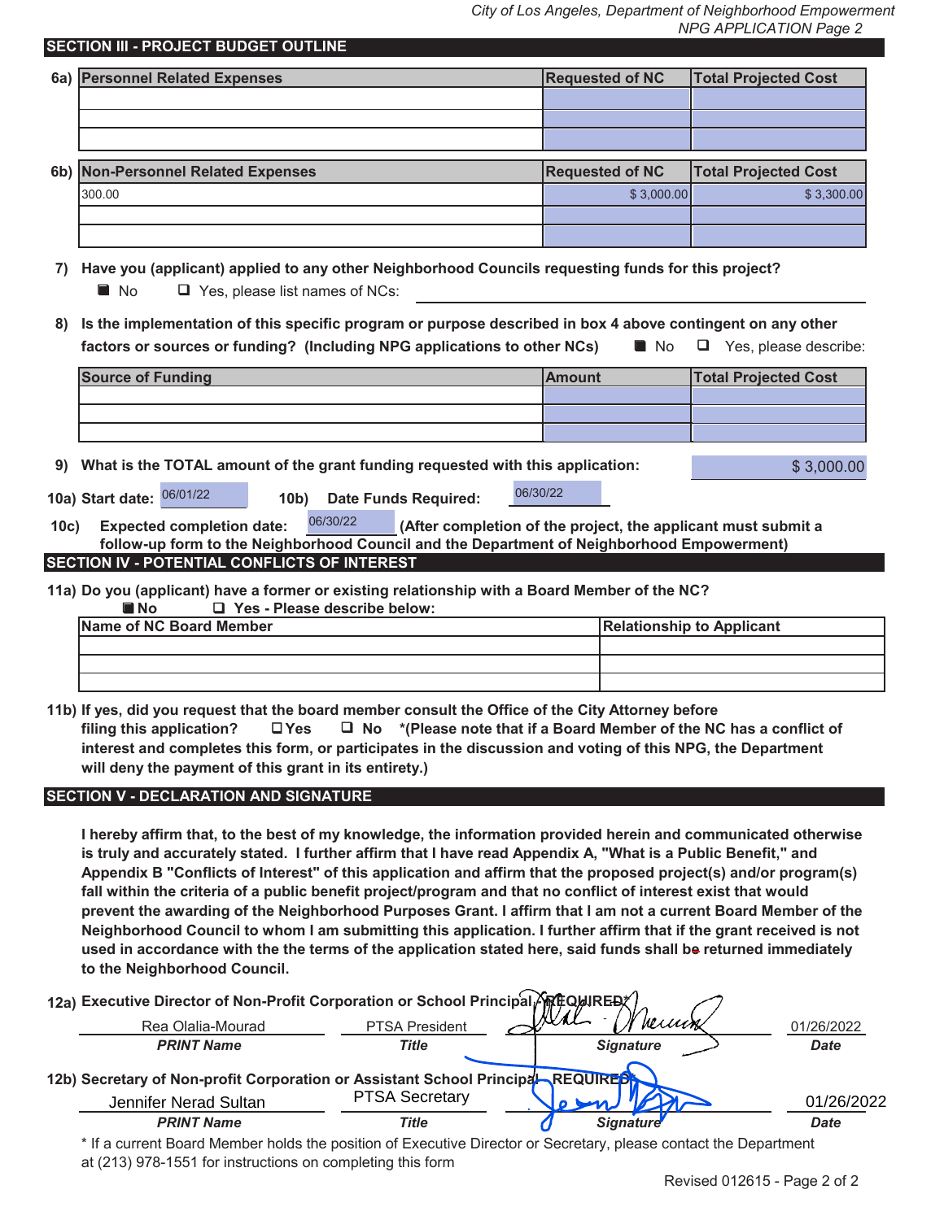## SECTION III - PROJECT BUDGET OUTLINE

**6a)**

| Personnel Related Expenses | Requested of NC | Total Projected Cost |
|---|---|---|
| | | |
| | | |
| | | |

**6b)**

| Non-Personnel Related Expenses | Requested of NC | Total Projected Cost |
|---|---|---|
| 300.00 | $ 3,000.00 | $ 3,300.00 |
| | | |
| | | |

**7) Have you (applicant) applied to any other Neighborhood Councils requesting funds for this project?**

■ No ☐ Yes, please list names of NCs:

**8) Is the implementation of this specific program or purpose described in box 4 above contingent on any other factors or sources or funding? (Including NPG applications to other NCs)** ■ No ☐ Yes, please describe:

| Source of Funding | Amount | Total Projected Cost |
|---|---|---|
| | | |
| | | |
| | | |

**9) What is the TOTAL amount of the grant funding requested with this application:** $ 3,000.00

**10a) Start date:** 06/01/22 **10b) Date Funds Required:** 06/30/22

**10c) Expected completion date:** 06/30/22 **(After completion of the project, the applicant must submit a follow-up form to the Neighborhood Council and the Department of Neighborhood Empowerment)**

## SECTION IV - POTENTIAL CONFLICTS OF INTEREST

**11a) Do you (applicant) have a former or existing relationship with a Board Member of the NC?**

■ **No** ☐ **Yes - Please describe below:**

| Name of NC Board Member | Relationship to Applicant |
|---|---|
| | |
| | |
| | |

**11b) If yes, did you request that the board member consult the Office of the City Attorney before filing this application?** ☐ **Yes** ☐ **No** ***(Please note that if a Board Member of the NC has a conflict of interest and completes this form, or participates in the discussion and voting of this NPG, the Department will deny the payment of this grant in its entirety.)**

## SECTION V - DECLARATION AND SIGNATURE

**I hereby affirm that, to the best of my knowledge, the information provided herein and communicated otherwise is truly and accurately stated. I further affirm that I have read Appendix A, "What is a Public Benefit," and Appendix B "Conflicts of Interest" of this application and affirm that the proposed project(s) and/or program(s) fall within the criteria of a public benefit project/program and that no conflict of interest exist that would prevent the awarding of the Neighborhood Purposes Grant. I affirm that I am not a current Board Member of the Neighborhood Council to whom I am submitting this application. I further affirm that if the grant received is not used in accordance with the the terms of the application stated here, said funds shall be returned immediately to the Neighborhood Council.**

**12a) Executive Director of Non-Profit Corporation or School Principal (REQUIRED)***

| PRINT Name | Title | Signature | Date |
|---|---|---|---|
| Rea Olalia-Mourad | PTSA President | [signature] | 01/26/2022 |

**12b) Secretary of Non-profit Corporation or Assistant School Principal (REQUIRED)***

| PRINT Name | Title | Signature | Date |
|---|---|---|---|
| Jennifer Nerad Sultan | PTSA Secretary | [signature] | 01/26/2022 |

\* If a current Board Member holds the position of Executive Director or Secretary, please contact the Department at (213) 978-1551 for instructions on completing this form

Revised 012615